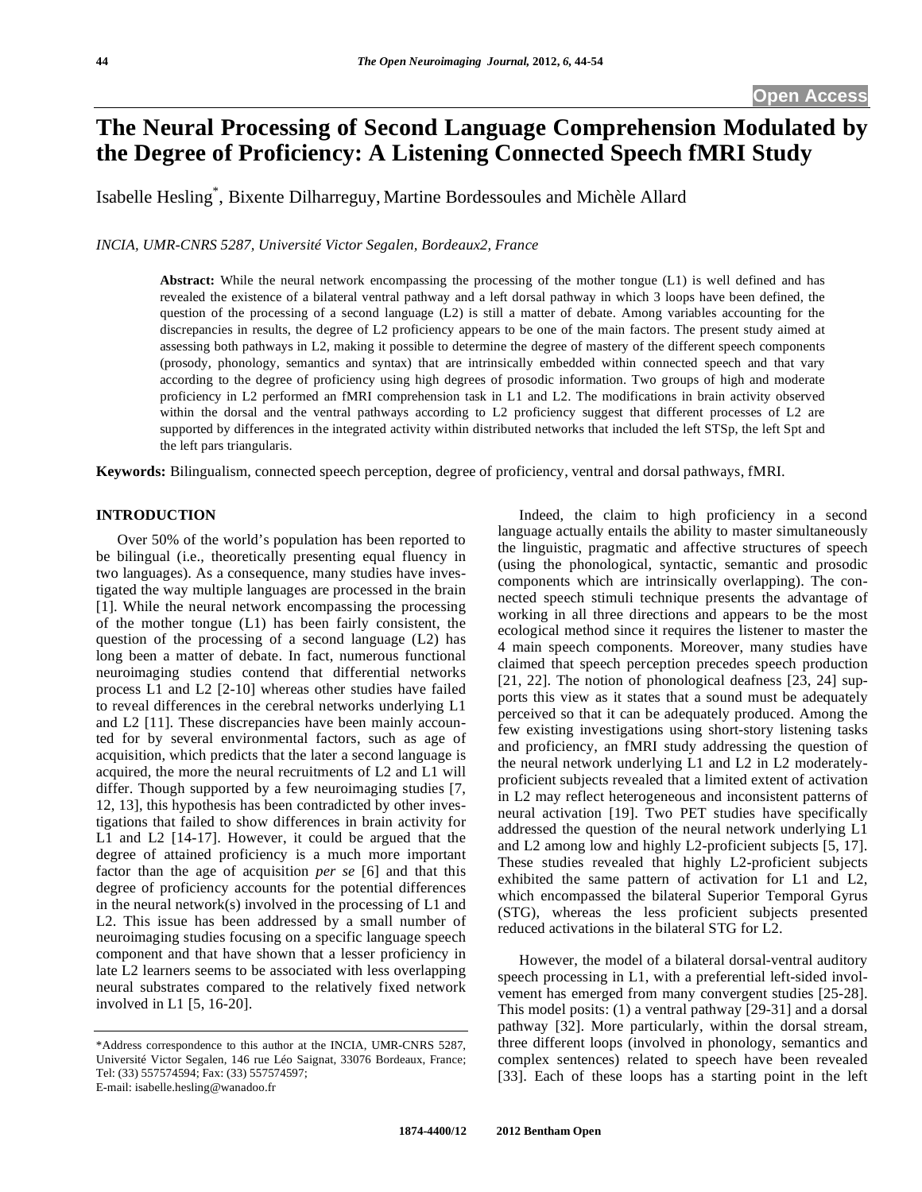# The Neural Processing of Second Language Comprehension Modulated by the Degree of Proficiency: A Listening Connected Speech fMRI Study

Isabelle Hesling[*], Bixente Dilharreguy, Martine Bordessoules and Michèle Allard

*INCIA, UMR-CNRS 5287, Université Victor Segalen, Bordeaux2, France*

**Abstract:** While the neural network encompassing the processing of the mother tongue (L1) is well defined and has revealed the existence of a bilateral ventral pathway and a left dorsal pathway in which 3 loops have been defined, the question of the processing of a second language (L2) is still a matter of debate. Among variables accounting for the discrepancies in results, the degree of L2 proficiency appears to be one of the main factors. The present study aimed at assessing both pathways in L2, making it possible to determine the degree of mastery of the different speech components (prosody, phonology, semantics and syntax) that are intrinsically embedded within connected speech and that vary according to the degree of proficiency using high degrees of prosodic information. Two groups of high and moderate proficiency in L2 performed an fMRI comprehension task in L1 and L2. The modifications in brain activity observed within the dorsal and the ventral pathways according to L2 proficiency suggest that different processes of L2 are supported by differences in the integrated activity within distributed networks that included the left STSp, the left Spt and the left pars triangularis.

**Keywords:** Bilingualism, connected speech perception, degree of proficiency, ventral and dorsal pathways, fMRI.

## INTRODUCTION

Over 50% of the world's population has been reported to be bilingual (i.e., theoretically presenting equal fluency in two languages). As a consequence, many studies have investigated the way multiple languages are processed in the brain [1]. While the neural network encompassing the processing of the mother tongue (L1) has been fairly consistent, the question of the processing of a second language (L2) has long been a matter of debate. In fact, numerous functional neuroimaging studies contend that differential networks process L1 and L2 [2-10] whereas other studies have failed to reveal differences in the cerebral networks underlying L1 and L2 [11]. These discrepancies have been mainly accounted for by several environmental factors, such as age of acquisition, which predicts that the later a second language is acquired, the more the neural recruitments of L2 and L1 will differ. Though supported by a few neuroimaging studies [7, 12, 13], this hypothesis has been contradicted by other investigations that failed to show differences in brain activity for L1 and L2 [14-17]. However, it could be argued that the degree of attained proficiency is a much more important factor than the age of acquisition *per se* [6] and that this degree of proficiency accounts for the potential differences in the neural network(s) involved in the processing of L1 and L2. This issue has been addressed by a small number of neuroimaging studies focusing on a specific language speech component and that have shown that a lesser proficiency in late L2 learners seems to be associated with less overlapping neural substrates compared to the relatively fixed network involved in L1 [5, 16-20].

Indeed, the claim to high proficiency in a second language actually entails the ability to master simultaneously the linguistic, pragmatic and affective structures of speech (using the phonological, syntactic, semantic and prosodic components which are intrinsically overlapping). The connected speech stimuli technique presents the advantage of working in all three directions and appears to be the most ecological method since it requires the listener to master the 4 main speech components. Moreover, many studies have claimed that speech perception precedes speech production [21, 22]. The notion of phonological deafness [23, 24] supports this view as it states that a sound must be adequately perceived so that it can be adequately produced. Among the few existing investigations using short-story listening tasks and proficiency, an fMRI study addressing the question of the neural network underlying L1 and L2 in L2 moderately-proficient subjects revealed that a limited extent of activation in L2 may reflect heterogeneous and inconsistent patterns of neural activation [19]. Two PET studies have specifically addressed the question of the neural network underlying L1 and L2 among low and highly L2-proficient subjects [5, 17]. These studies revealed that highly L2-proficient subjects exhibited the same pattern of activation for L1 and L2, which encompassed the bilateral Superior Temporal Gyrus (STG), whereas the less proficient subjects presented reduced activations in the bilateral STG for L2.

However, the model of a bilateral dorsal-ventral auditory speech processing in L1, with a preferential left-sided involvement has emerged from many convergent studies [25-28]. This model posits: (1) a ventral pathway [29-31] and a dorsal pathway [32]. More particularly, within the dorsal stream, three different loops (involved in phonology, semantics and complex sentences) related to speech have been revealed [33]. Each of these loops has a starting point in the left

---

*Address correspondence to this author at the INCIA, UMR-CNRS 5287, Université Victor Segalen, 146 rue Léo Saignat, 33076 Bordeaux, France; Tel: (33) 557574594; Fax: (33) 557574597; E-mail: isabelle.hesling@wanadoo.fr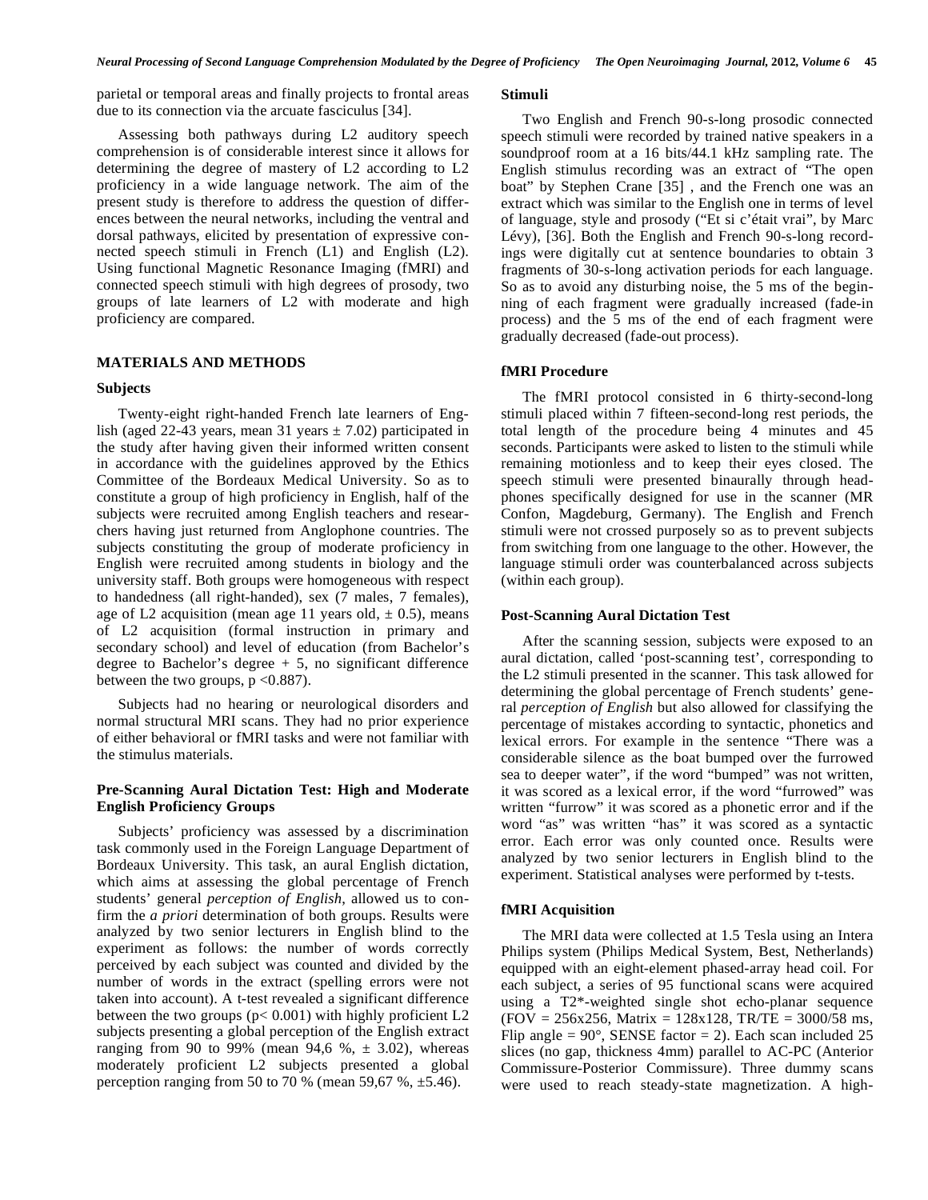parietal or temporal areas and finally projects to frontal areas due to its connection via the arcuate fasciculus [34].

Assessing both pathways during L2 auditory speech comprehension is of considerable interest since it allows for determining the degree of mastery of L2 according to L2 proficiency in a wide language network. The aim of the present study is therefore to address the question of differences between the neural networks, including the ventral and dorsal pathways, elicited by presentation of expressive connected speech stimuli in French (L1) and English (L2). Using functional Magnetic Resonance Imaging (fMRI) and connected speech stimuli with high degrees of prosody, two groups of late learners of L2 with moderate and high proficiency are compared.

## MATERIALS AND METHODS

### Subjects

Twenty-eight right-handed French late learners of English (aged 22-43 years, mean 31 years ± 7.02) participated in the study after having given their informed written consent in accordance with the guidelines approved by the Ethics Committee of the Bordeaux Medical University. So as to constitute a group of high proficiency in English, half of the subjects were recruited among English teachers and researchers having just returned from Anglophone countries. The subjects constituting the group of moderate proficiency in English were recruited among students in biology and the university staff. Both groups were homogeneous with respect to handedness (all right-handed), sex (7 males, 7 females), age of L2 acquisition (mean age 11 years old, ± 0.5), means of L2 acquisition (formal instruction in primary and secondary school) and level of education (from Bachelor's degree to Bachelor's degree + 5, no significant difference between the two groups, $p < 0.887$).

Subjects had no hearing or neurological disorders and normal structural MRI scans. They had no prior experience of either behavioral or fMRI tasks and were not familiar with the stimulus materials.

### Pre-Scanning Aural Dictation Test: High and Moderate English Proficiency Groups

Subjects' proficiency was assessed by a discrimination task commonly used in the Foreign Language Department of Bordeaux University. This task, an aural English dictation, which aims at assessing the global percentage of French students' general *perception of English*, allowed us to confirm the *a priori* determination of both groups. Results were analyzed by two senior lecturers in English blind to the experiment as follows: the number of words correctly perceived by each subject was counted and divided by the number of words in the extract (spelling errors were not taken into account). A t-test revealed a significant difference between the two groups ($p < 0.001$) with highly proficient L2 subjects presenting a global perception of the English extract ranging from 90 to 99% (mean 94,6 %, ± 3.02), whereas moderately proficient L2 subjects presented a global perception ranging from 50 to 70 % (mean 59,67 %, ±5.46).

### Stimuli

Two English and French 90-s-long prosodic connected speech stimuli were recorded by trained native speakers in a soundproof room at a 16 bits/44.1 kHz sampling rate. The English stimulus recording was an extract of "The open boat" by Stephen Crane [35] , and the French one was an extract which was similar to the English one in terms of level of language, style and prosody ("Et si c'était vrai", by Marc Lévy), [36]. Both the English and French 90-s-long recordings were digitally cut at sentence boundaries to obtain 3 fragments of 30-s-long activation periods for each language. So as to avoid any disturbing noise, the 5 ms of the beginning of each fragment were gradually increased (fade-in process) and the 5 ms of the end of each fragment were gradually decreased (fade-out process).

### fMRI Procedure

The fMRI protocol consisted in 6 thirty-second-long stimuli placed within 7 fifteen-second-long rest periods, the total length of the procedure being 4 minutes and 45 seconds. Participants were asked to listen to the stimuli while remaining motionless and to keep their eyes closed. The speech stimuli were presented binaurally through headphones specifically designed for use in the scanner (MR Confon, Magdeburg, Germany). The English and French stimuli were not crossed purposely so as to prevent subjects from switching from one language to the other. However, the language stimuli order was counterbalanced across subjects (within each group).

### Post-Scanning Aural Dictation Test

After the scanning session, subjects were exposed to an aural dictation, called 'post-scanning test', corresponding to the L2 stimuli presented in the scanner. This task allowed for determining the global percentage of French students' general *perception of English* but also allowed for classifying the percentage of mistakes according to syntactic, phonetics and lexical errors. For example in the sentence "There was a considerable silence as the boat bumped over the furrowed sea to deeper water", if the word "bumped" was not written, it was scored as a lexical error, if the word "furrowed" was written "furrow" it was scored as a phonetic error and if the word "as" was written "has" it was scored as a syntactic error. Each error was only counted once. Results were analyzed by two senior lecturers in English blind to the experiment. Statistical analyses were performed by t-tests.

### fMRI Acquisition

The MRI data were collected at 1.5 Tesla using an Intera Philips system (Philips Medical System, Best, Netherlands) equipped with an eight-element phased-array head coil. For each subject, a series of 95 functional scans were acquired using a T2*-weighted single shot echo-planar sequence (FOV = 256x256, Matrix = 128x128, TR/TE = 3000/58 ms, Flip angle = 90°, SENSE factor = 2). Each scan included 25 slices (no gap, thickness 4mm) parallel to AC-PC (Anterior Commissure-Posterior Commissure). Three dummy scans were used to reach steady-state magnetization. A high-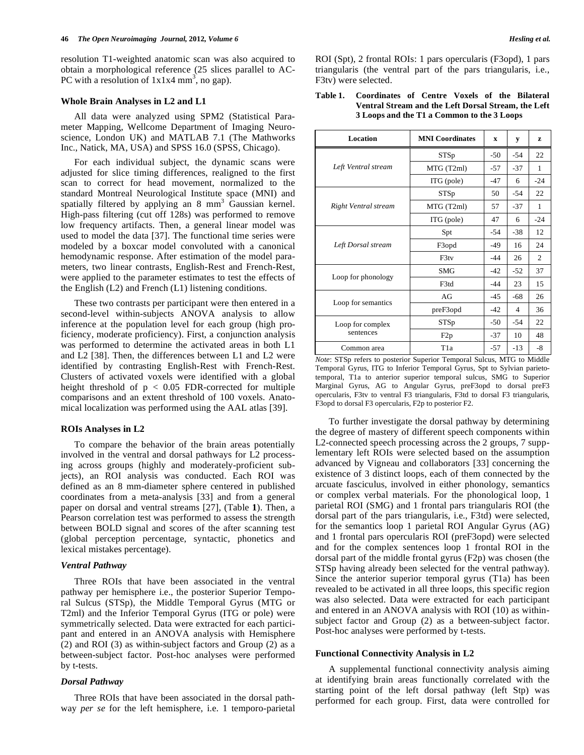resolution T1-weighted anatomic scan was also acquired to obtain a morphological reference (25 slices parallel to AC-PC with a resolution of 1x1x4 $mm^3$, no gap).

### Whole Brain Analyses in L2 and L1

All data were analyzed using SPM2 (Statistical Parameter Mapping, Wellcome Department of Imaging Neuroscience, London UK) and MATLAB 7.1 (The Mathworks Inc., Natick, MA, USA) and SPSS 16.0 (SPSS, Chicago).

For each individual subject, the dynamic scans were adjusted for slice timing differences, realigned to the first scan to correct for head movement, normalized to the standard Montreal Neurological Institute space (MNI) and spatially filtered by applying an 8 $mm^3$ Gaussian kernel. High-pass filtering (cut off 128s) was performed to remove low frequency artifacts. Then, a general linear model was used to model the data [37]. The functional time series were modeled by a boxcar model convoluted with a canonical hemodynamic response. After estimation of the model parameters, two linear contrasts, English-Rest and French-Rest, were applied to the parameter estimates to test the effects of the English (L2) and French (L1) listening conditions.

These two contrasts per participant were then entered in a second-level within-subjects ANOVA analysis to allow inference at the population level for each group (high proficiency, moderate proficiency). First, a conjunction analysis was performed to determine the activated areas in both L1 and L2 [38]. Then, the differences between L1 and L2 were identified by contrasting English-Rest with French-Rest. Clusters of activated voxels were identified with a global height threshold of $p < 0.05$ FDR-corrected for multiple comparisons and an extent threshold of 100 voxels. Anatomical localization was performed using the AAL atlas [39].

### ROIs Analyses in L2

To compare the behavior of the brain areas potentially involved in the ventral and dorsal pathways for L2 processing across groups (highly and moderately-proficient subjects), an ROI analysis was conducted. Each ROI was defined as an 8 mm-diameter sphere centered in published coordinates from a meta-analysis [33] and from a general paper on dorsal and ventral streams [27], (Table **1**). Then, a Pearson correlation test was performed to assess the strength between BOLD signal and scores of the after scanning test (global perception percentage, syntactic, phonetics and lexical mistakes percentage).

#### *Ventral Pathway*

Three ROIs that have been associated in the ventral pathway per hemisphere i.e., the posterior Superior Temporal Sulcus (STSp), the Middle Temporal Gyrus (MTG or T2ml) and the Inferior Temporal Gyrus (ITG or pole) were symmetrically selected. Data were extracted for each participant and entered in an ANOVA analysis with Hemisphere (2) and ROI (3) as within-subject factors and Group (2) as a between-subject factor. Post-hoc analyses were performed by t-tests.

#### *Dorsal Pathway*

Three ROIs that have been associated in the dorsal pathway *per se* for the left hemisphere, i.e. 1 temporo-parietal ROI (Spt), 2 frontal ROIs: 1 pars opercularis (F3opd), 1 pars triangularis (the ventral part of the pars triangularis, i.e., F3tv) were selected.

**Table 1. Coordinates of Centre Voxels of the Bilateral Ventral Stream and the Left Dorsal Stream, the Left 3 Loops and the T1 a Common to the 3 Loops**

| Location | MNI Coordinates | x | y | z |
|---|---|---|---|---|
| *Left Ventral stream* | STSp | -50 | -54 | 22 |
| | MTG (T2ml) | -57 | -37 | 1 |
| | ITG (pole) | -47 | 6 | -24 |
| *Right Ventral stream* | STSp | 50 | -54 | 22 |
| | MTG (T2ml) | 57 | -37 | 1 |
| | ITG (pole) | 47 | 6 | -24 |
| *Left Dorsal stream* | Spt | -54 | -38 | 12 |
| | F3opd | -49 | 16 | 24 |
| | F3tv | -44 | 26 | 2 |
| Loop for phonology | SMG | -42 | -52 | 37 |
| | F3td | -44 | 23 | 15 |
| Loop for semantics | AG | -45 | -68 | 26 |
| | preF3opd | -42 | 4 | 36 |
| Loop for complex sentences | STSp | -50 | -54 | 22 |
| | F2p | -37 | 10 | 48 |
| Common area | T1a | -57 | -13 | -8 |

*Note*: STSp refers to posterior Superior Temporal Sulcus, MTG to Middle Temporal Gyrus, ITG to Inferior Temporal Gyrus, Spt to Sylvian parietotemporal, T1a to anterior superior temporal sulcus, SMG to Superior Marginal Gyrus, AG to Angular Gyrus, preF3opd to dorsal preF3 opercularis, F3tv to ventral F3 triangularis, F3td to dorsal F3 triangularis, F3opd to dorsal F3 opercularis, F2p to posterior F2.

To further investigate the dorsal pathway by determining the degree of mastery of different speech components within L2-connected speech processing across the 2 groups, 7 supplementary left ROIs were selected based on the assumption advanced by Vigneau and collaborators [33] concerning the existence of 3 distinct loops, each of them connected by the arcuate fasciculus, involved in either phonology, semantics or complex verbal materials. For the phonological loop, 1 parietal ROI (SMG) and 1 frontal pars triangularis ROI (the dorsal part of the pars triangularis, i.e., F3td) were selected, for the semantics loop 1 parietal ROI Angular Gyrus (AG) and 1 frontal pars opercularis ROI (preF3opd) were selected and for the complex sentences loop 1 frontal ROI in the dorsal part of the middle frontal gyrus (F2p) was chosen (the STSp having already been selected for the ventral pathway). Since the anterior superior temporal gyrus (T1a) has been revealed to be activated in all three loops, this specific region was also selected. Data were extracted for each participant and entered in an ANOVA analysis with ROI (10) as within-subject factor and Group (2) as a between-subject factor. Post-hoc analyses were performed by t-tests.

### Functional Connectivity Analysis in L2

A supplemental functional connectivity analysis aiming at identifying brain areas functionally correlated with the starting point of the left dorsal pathway (left Stp) was performed for each group. First, data were controlled for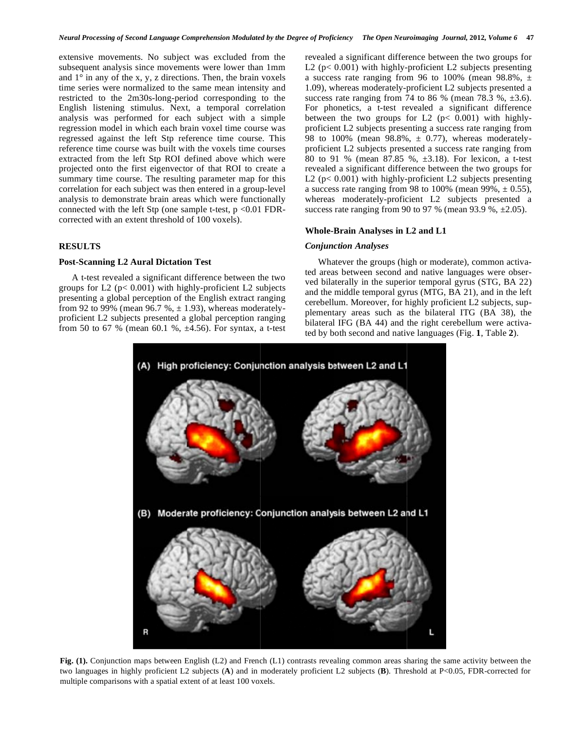extensive movements. No subject was excluded from the subsequent analysis since movements were lower than 1mm and 1° in any of the x, y, z directions. Then, the brain voxels time series were normalized to the same mean intensity and restricted to the 2m30s-long-period corresponding to the English listening stimulus. Next, a temporal correlation analysis was performed for each subject with a simple regression model in which each brain voxel time course was regressed against the left Stp reference time course. This reference time course was built with the voxels time courses extracted from the left Stp ROI defined above which were projected onto the first eigenvector of that ROI to create a summary time course. The resulting parameter map for this correlation for each subject was then entered in a group-level analysis to demonstrate brain areas which were functionally connected with the left Stp (one sample t-test, $p < 0.01$ FDR-corrected with an extent threshold of 100 voxels).

## RESULTS

### Post-Scanning L2 Aural Dictation Test

A t-test revealed a significant difference between the two groups for L2 ($p < 0.001$) with highly-proficient L2 subjects presenting a global perception of the English extract ranging from 92 to 99% (mean 96.7 %, ± 1.93), whereas moderately-proficient L2 subjects presented a global perception ranging from 50 to 67 % (mean 60.1 %, ±4.56). For syntax, a t-test revealed a significant difference between the two groups for L2 ($p < 0.001$) with highly-proficient L2 subjects presenting a success rate ranging from 96 to 100% (mean 98.8%, ± 1.09), whereas moderately-proficient L2 subjects presented a success rate ranging from 74 to 86 % (mean 78.3 %, ±3.6). For phonetics, a t-test revealed a significant difference between the two groups for L2 ($p < 0.001$) with highly-proficient L2 subjects presenting a success rate ranging from 98 to 100% (mean 98.8%, ± 0.77), whereas moderately-proficient L2 subjects presented a success rate ranging from 80 to 91 % (mean 87.85 %, ±3.18). For lexicon, a t-test revealed a significant difference between the two groups for L2 ($p < 0.001$) with highly-proficient L2 subjects presenting a success rate ranging from 98 to 100% (mean 99%, ± 0.55), whereas moderately-proficient L2 subjects presented a success rate ranging from 90 to 97 % (mean 93.9 %, ±2.05).

### Whole-Brain Analyses in L2 and L1

#### *Conjunction Analyses*

Whatever the groups (high or moderate), common activated areas between second and native languages were observed bilaterally in the superior temporal gyrus (STG, BA 22) and the middle temporal gyrus (MTG, BA 21), and in the left cerebellum. Moreover, for highly proficient L2 subjects, supplementary areas such as the bilateral ITG (BA 38), the bilateral IFG (BA 44) and the right cerebellum were activated by both second and native languages (Fig. **1**, Table **2**).

**Fig. (1).** Conjunction maps between English (L2) and French (L1) contrasts revealing common areas sharing the same activity between the two languages in highly proficient L2 subjects (**A**) and in moderately proficient L2 subjects (**B**). Threshold at $P<0.05$, FDR-corrected for multiple comparisons with a spatial extent of at least 100 voxels.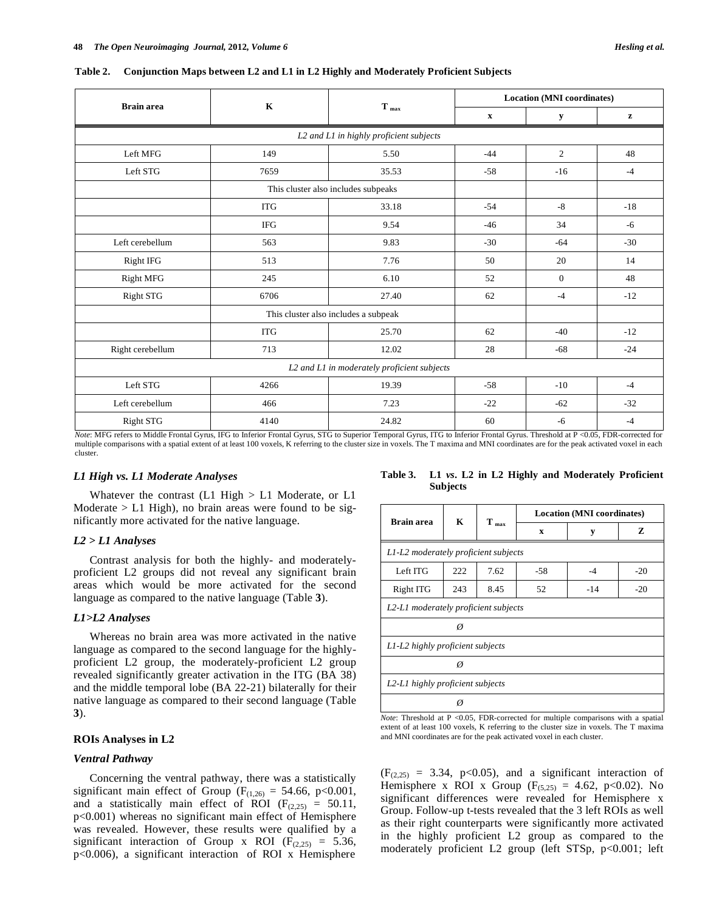**Table 2. Conjunction Maps between L2 and L1 in L2 Highly and Moderately Proficient Subjects**

| Brain area | K | $T_{max}$ | Location (MNI coordinates) | | |
|---|---|---|---|---|---|
| | | | x | y | z |
| *L2 and L1 in highly proficient subjects* | | | | | |
| Left MFG | 149 | 5.50 | -44 | 2 | 48 |
| Left STG | 7659 | 35.53 | -58 | -16 | -4 |
| | This cluster also includes subpeaks | | | | |
| | ITG | 33.18 | -54 | -8 | -18 |
| | IFG | 9.54 | -46 | 34 | -6 |
| Left cerebellum | 563 | 9.83 | -30 | -64 | -30 |
| Right IFG | 513 | 7.76 | 50 | 20 | 14 |
| Right MFG | 245 | 6.10 | 52 | 0 | 48 |
| Right STG | 6706 | 27.40 | 62 | -4 | -12 |
| | This cluster also includes a subpeak | | | | |
| | ITG | 25.70 | 62 | -40 | -12 |
| Right cerebellum | 713 | 12.02 | 28 | -68 | -24 |
| *L2 and L1 in moderately proficient subjects* | | | | | |
| Left STG | 4266 | 19.39 | -58 | -10 | -4 |
| Left cerebellum | 466 | 7.23 | -22 | -62 | -32 |
| Right STG | 4140 | 24.82 | 60 | -6 | -4 |

*Note*: MFG refers to Middle Frontal Gyrus, IFG to Inferior Frontal Gyrus, STG to Superior Temporal Gyrus, ITG to Inferior Frontal Gyrus. Threshold at P <0.05, FDR-corrected for multiple comparisons with a spatial extent of at least 100 voxels, K referring to the cluster size in voxels. The T maxima and MNI coordinates are for the peak activated voxel in each cluster.

### *L1 High vs. L1 Moderate Analyses*

Whatever the contrast (L1 High > L1 Moderate, or L1 Moderate > L1 High), no brain areas were found to be significantly more activated for the native language.

### *L2 > L1 Analyses*

Contrast analysis for both the highly- and moderately-proficient L2 groups did not reveal any significant brain areas which would be more activated for the second language as compared to the native language (Table **3**).

### *L1>L2 Analyses*

Whereas no brain area was more activated in the native language as compared to the second language for the highly-proficient L2 group, the moderately-proficient L2 group revealed significantly greater activation in the ITG (BA 38) and the middle temporal lobe (BA 22-21) bilaterally for their native language as compared to their second language (Table **3**).

**Table 3. L1 *vs.* L2 in L2 Highly and Moderately Proficient Subjects**

| Brain area | K | $T_{max}$ | Location (MNI coordinates) | | |
|---|---|---|---|---|---|
| | | | x | y | Z |
| *L1-L2 moderately proficient subjects* | | | | | |
| Left ITG | 222 | 7.62 | -58 | -4 | -20 |
| Right ITG | 243 | 8.45 | 52 | -14 | -20 |
| *L2-L1 moderately proficient subjects* | | | | | |
| Ø | | | | | |
| *L1-L2 highly proficient subjects* | | | | | |
| Ø | | | | | |
| *L2-L1 highly proficient subjects* | | | | | |
| Ø | | | | | |

*Note*: Threshold at P <0.05, FDR-corrected for multiple comparisons with a spatial extent of at least 100 voxels, K referring to the cluster size in voxels. The T maxima and MNI coordinates are for the peak activated voxel in each cluster.

## ROIs Analyses in L2

### *Ventral Pathway*

Concerning the ventral pathway, there was a statistically significant main effect of Group ($F_{(1,26)}$ = 54.66, $p<0.001$, and a statistically main effect of ROI ($F_{(2,25)}$ = 50.11, $p<0.001$) whereas no significant main effect of Hemisphere was revealed. However, these results were qualified by a significant interaction of Group x ROI ($F_{(2,25)}$ = 5.36, $p<0.006$), a significant interaction of ROI x Hemisphere ($F_{(2,25)}$ = 3.34, $p<0.05$), and a significant interaction of Hemisphere x ROI x Group ($F_{(5,25)}$ = 4.62, $p<0.02$). No significant differences were revealed for Hemisphere x Group. Follow-up t-tests revealed that the 3 left ROIs as well as their right counterparts were significantly more activated in the highly proficient L2 group as compared to the moderately proficient L2 group (left STSp, $p<0.001$; left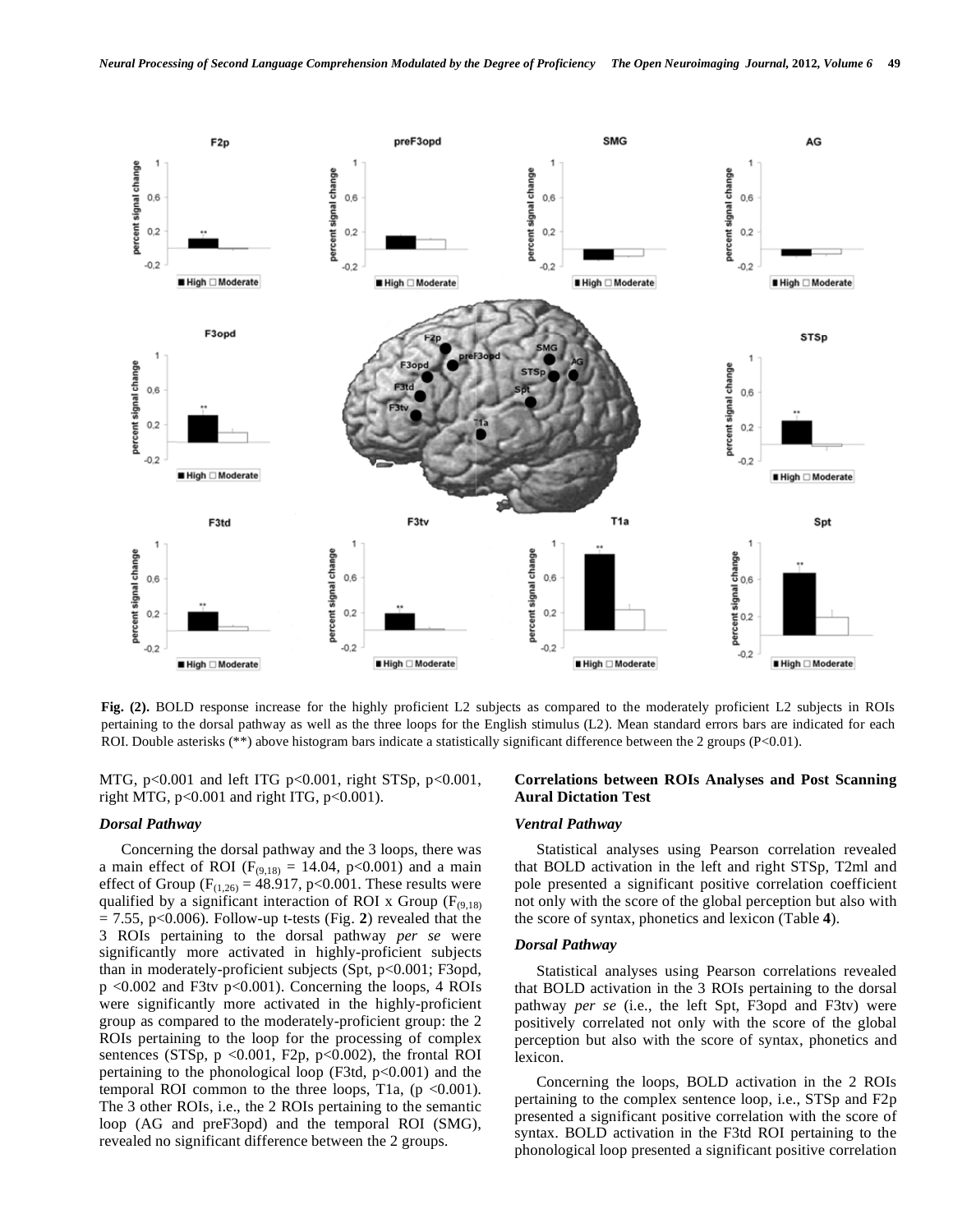Fig. (2). BOLD response increase for the highly proficient L2 subjects as compared to the moderately proficient L2 subjects in ROIs pertaining to the dorsal pathway as well as the three loops for the English stimulus (L2). Mean standard errors bars are indicated for each ROI. Double asterisks (**) above histogram bars indicate a statistically significant difference between the 2 groups (P<0.01).

MTG, $p<0.001$ and left ITG $p<0.001$, right STSp, $p<0.001$, right MTG, $p<0.001$ and right ITG, $p<0.001$).

### *Dorsal Pathway*

Concerning the dorsal pathway and the 3 loops, there was a main effect of ROI ($F_{(9,18)} = 14.04$, $p<0.001$) and a main effect of Group ($F_{(1,26)} = 48.917$, $p<0.001$. These results were qualified by a significant interaction of ROI x Group ($F_{(9,18)} = 7.55$, $p<0.006$). Follow-up t-tests (Fig. **2**) revealed that the 3 ROIs pertaining to the dorsal pathway *per se* were significantly more activated in highly-proficient subjects than in moderately-proficient subjects (Spt, $p<0.001$; F3opd, $p<0.002$ and F3tv $p<0.001$). Concerning the loops, 4 ROIs were significantly more activated in the highly-proficient group as compared to the moderately-proficient group: the 2 ROIs pertaining to the loop for the processing of complex sentences (STSp, $p<0.001$, F2p, $p<0.002$), the frontal ROI pertaining to the phonological loop (F3td, $p<0.001$) and the temporal ROI common to the three loops, T1a, ($p<0.001$). The 3 other ROIs, i.e., the 2 ROIs pertaining to the semantic loop (AG and preF3opd) and the temporal ROI (SMG), revealed no significant difference between the 2 groups.

## Correlations between ROIs Analyses and Post Scanning Aural Dictation Test

### *Ventral Pathway*

Statistical analyses using Pearson correlation revealed that BOLD activation in the left and right STSp, T2ml and pole presented a significant positive correlation coefficient not only with the score of the global perception but also with the score of syntax, phonetics and lexicon (Table **4**).

### *Dorsal Pathway*

Statistical analyses using Pearson correlations revealed that BOLD activation in the 3 ROIs pertaining to the dorsal pathway *per se* (i.e., the left Spt, F3opd and F3tv) were positively correlated not only with the score of the global perception but also with the score of syntax, phonetics and lexicon.

Concerning the loops, BOLD activation in the 2 ROIs pertaining to the complex sentence loop, i.e., STSp and F2p presented a significant positive correlation with the score of syntax. BOLD activation in the F3td ROI pertaining to the phonological loop presented a significant positive correlation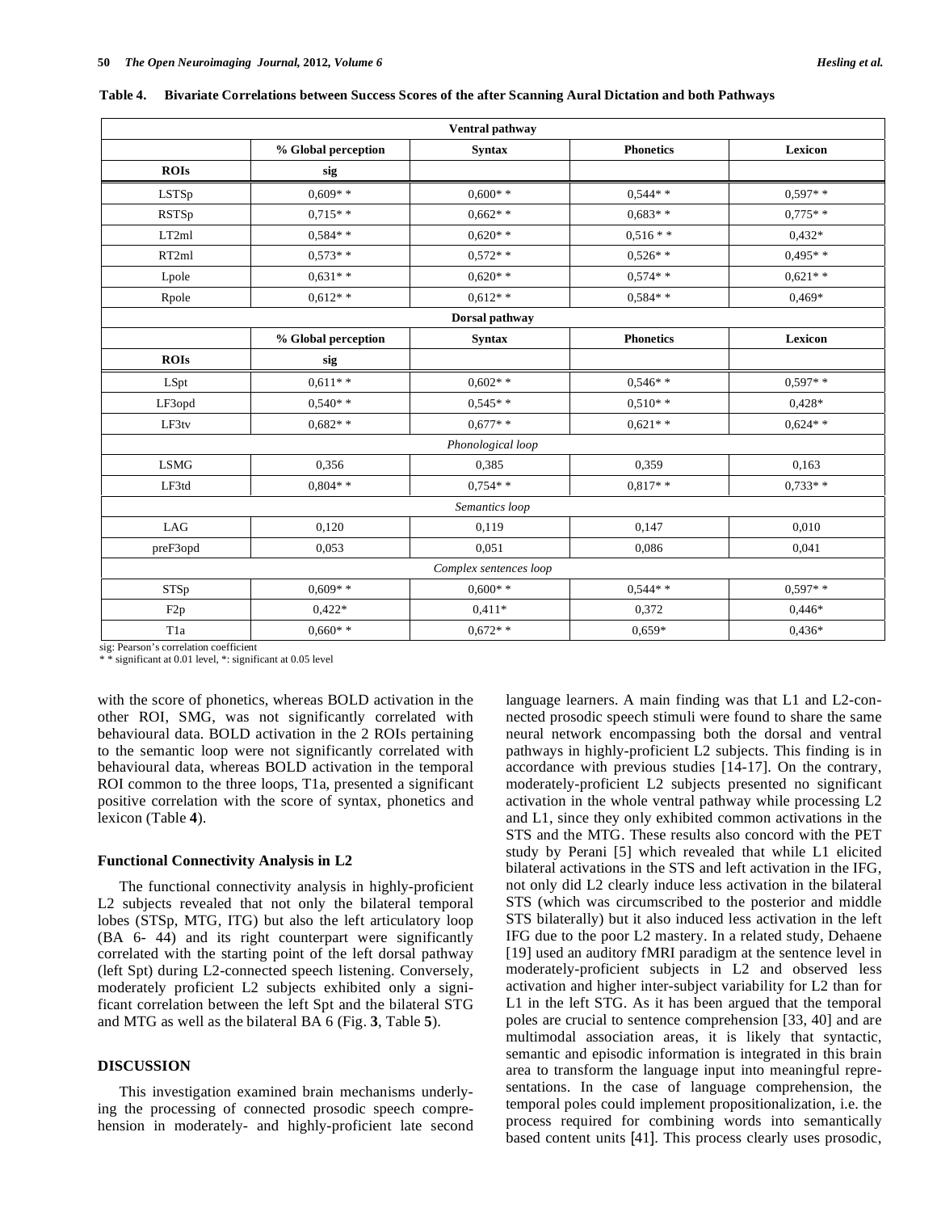**Table 4. Bivariate Correlations between Success Scores of the after Scanning Aural Dictation and both Pathways**

| | | | | |
|---|---|---|---|---|
| **Ventral pathway** | | | | |
| | **% Global perception** | **Syntax** | **Phonetics** | **Lexicon** |
| **ROIs** | **sig** | | | |
| LSTSp | 0,609* * | 0,600* * | 0,544* * | 0,597* * |
| RSTSp | 0,715* * | 0,662* * | 0,683* * | 0,775* * |
| LT2ml | 0,584* * | 0,620* * | 0,516 * * | 0,432* |
| RT2ml | 0,573* * | 0,572* * | 0,526* * | 0,495* * |
| Lpole | 0,631* * | 0,620* * | 0,574* * | 0,621* * |
| Rpole | 0,612* * | 0,612* * | 0,584* * | 0,469* |
| **Dorsal pathway** | | | | |
| | **% Global perception** | **Syntax** | **Phonetics** | **Lexicon** |
| **ROIs** | **sig** | | | |
| LSpt | 0,611* * | 0,602* * | 0,546* * | 0,597* * |
| LF3opd | 0,540* * | 0,545* * | 0,510* * | 0,428* |
| LF3tv | 0,682* * | 0,677* * | 0,621* * | 0,624* * |
| *Phonological loop* | | | | |
| LSMG | 0,356 | 0,385 | 0,359 | 0,163 |
| LF3td | 0,804* * | 0,754* * | 0,817* * | 0,733* * |
| *Semantics loop* | | | | |
| LAG | 0,120 | 0,119 | 0,147 | 0,010 |
| preF3opd | 0,053 | 0,051 | 0,086 | 0,041 |
| *Complex sentences loop* | | | | |
| STSp | 0,609* * | 0,600* * | 0,544* * | 0,597* * |
| F2p | 0,422* | 0,411* | 0,372 | 0,446* |
| T1a | 0,660* * | 0,672* * | 0,659* | 0,436* |

sig: Pearson's correlation coefficient
* * significant at 0.01 level, *: significant at 0.05 level

with the score of phonetics, whereas BOLD activation in the other ROI, SMG, was not significantly correlated with behavioural data. BOLD activation in the 2 ROIs pertaining to the semantic loop were not significantly correlated with behavioural data, whereas BOLD activation in the temporal ROI common to the three loops, T1a, presented a significant positive correlation with the score of syntax, phonetics and lexicon (Table **4**).

### Functional Connectivity Analysis in L2

The functional connectivity analysis in highly-proficient L2 subjects revealed that not only the bilateral temporal lobes (STSp, MTG, ITG) but also the left articulatory loop (BA 6- 44) and its right counterpart were significantly correlated with the starting point of the left dorsal pathway (left Spt) during L2-connected speech listening. Conversely, moderately proficient L2 subjects exhibited only a significant correlation between the left Spt and the bilateral STG and MTG as well as the bilateral BA 6 (Fig. **3**, Table **5**).

## DISCUSSION

This investigation examined brain mechanisms underlying the processing of connected prosodic speech comprehension in moderately- and highly-proficient late second language learners. A main finding was that L1 and L2-connected prosodic speech stimuli were found to share the same neural network encompassing both the dorsal and ventral pathways in highly-proficient L2 subjects. This finding is in accordance with previous studies [14-17]. On the contrary, moderately-proficient L2 subjects presented no significant activation in the whole ventral pathway while processing L2 and L1, since they only exhibited common activations in the STS and the MTG. These results also concord with the PET study by Perani [5] which revealed that while L1 elicited bilateral activations in the STS and left activation in the IFG, not only did L2 clearly induce less activation in the bilateral STS (which was circumscribed to the posterior and middle STS bilaterally) but it also induced less activation in the left IFG due to the poor L2 mastery. In a related study, Dehaene [19] used an auditory fMRI paradigm at the sentence level in moderately-proficient subjects in L2 and observed less activation and higher inter-subject variability for L2 than for L1 in the left STG. As it has been argued that the temporal poles are crucial to sentence comprehension [33, 40] and are multimodal association areas, it is likely that syntactic, semantic and episodic information is integrated in this brain area to transform the language input into meaningful representations. In the case of language comprehension, the temporal poles could implement propositionalization, i.e. the process required for combining words into semantically based content units [41]. This process clearly uses prosodic,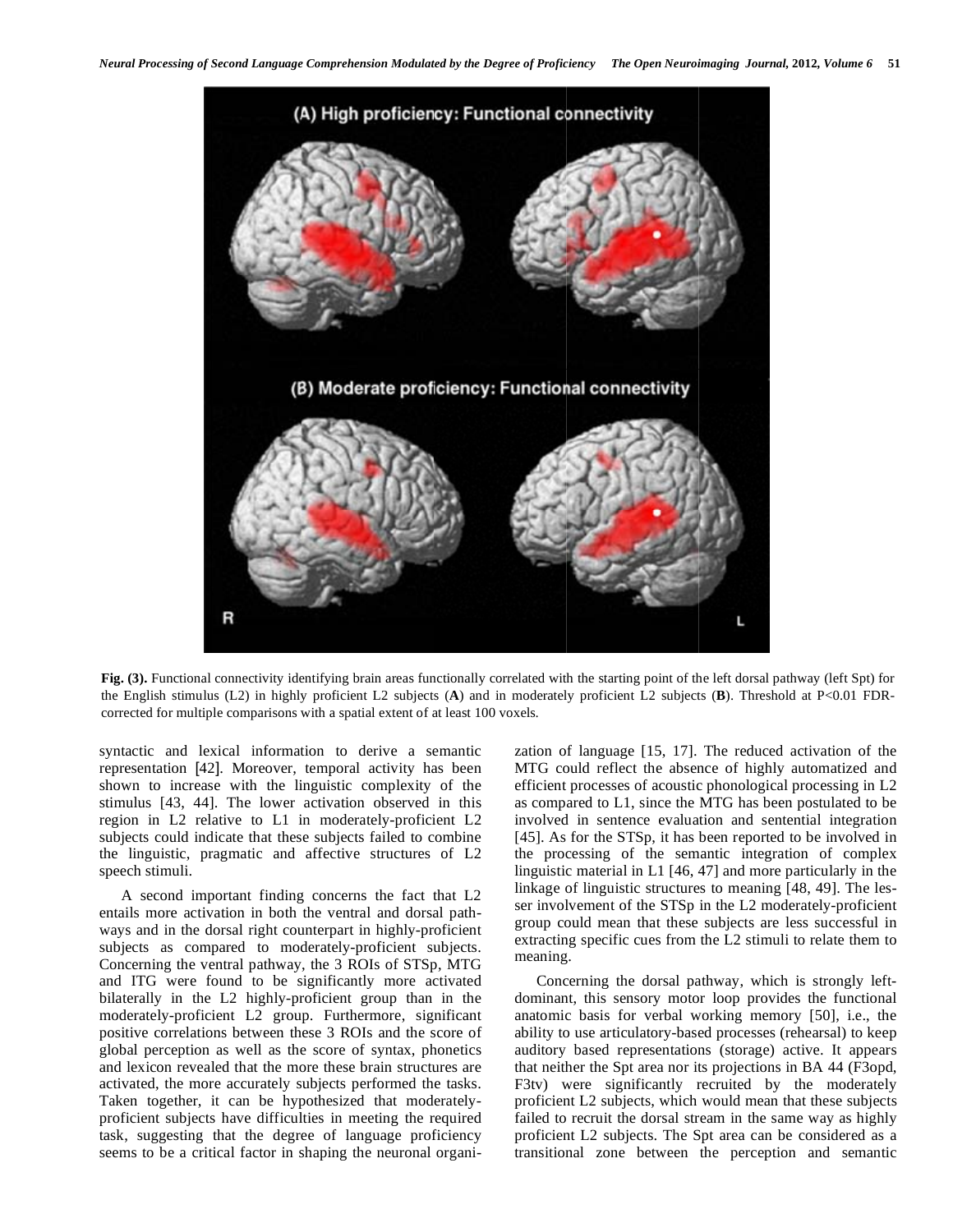**Fig. (3).** Functional connectivity identifying brain areas functionally correlated with the starting point of the left dorsal pathway (left Spt) for the English stimulus (L2) in highly proficient L2 subjects (**A**) and in moderately proficient L2 subjects (**B**). Threshold at P<0.01 FDR-corrected for multiple comparisons with a spatial extent of at least 100 voxels.

syntactic and lexical information to derive a semantic representation [42]. Moreover, temporal activity has been shown to increase with the linguistic complexity of the stimulus [43, 44]. The lower activation observed in this region in L2 relative to L1 in moderately-proficient L2 subjects could indicate that these subjects failed to combine the linguistic, pragmatic and affective structures of L2 speech stimuli.

A second important finding concerns the fact that L2 entails more activation in both the ventral and dorsal pathways and in the dorsal right counterpart in highly-proficient subjects as compared to moderately-proficient subjects. Concerning the ventral pathway, the 3 ROIs of STSp, MTG and ITG were found to be significantly more activated bilaterally in the L2 highly-proficient group than in the moderately-proficient L2 group. Furthermore, significant positive correlations between these 3 ROIs and the score of global perception as well as the score of syntax, phonetics and lexicon revealed that the more these brain structures are activated, the more accurately subjects performed the tasks. Taken together, it can be hypothesized that moderately-proficient subjects have difficulties in meeting the required task, suggesting that the degree of language proficiency seems to be a critical factor in shaping the neuronal organization of language [15, 17]. The reduced activation of the MTG could reflect the absence of highly automatized and efficient processes of acoustic phonological processing in L2 as compared to L1, since the MTG has been postulated to be involved in sentence evaluation and sentential integration [45]. As for the STSp, it has been reported to be involved in the processing of the semantic integration of complex linguistic material in L1 [46, 47] and more particularly in the linkage of linguistic structures to meaning [48, 49]. The lesser involvement of the STSp in the L2 moderately-proficient group could mean that these subjects are less successful in extracting specific cues from the L2 stimuli to relate them to meaning.

Concerning the dorsal pathway, which is strongly left-dominant, this sensory motor loop provides the functional anatomic basis for verbal working memory [50], i.e., the ability to use articulatory-based processes (rehearsal) to keep auditory based representations (storage) active. It appears that neither the Spt area nor its projections in BA 44 (F3opd, F3tv) were significantly recruited by the moderately proficient L2 subjects, which would mean that these subjects failed to recruit the dorsal stream in the same way as highly proficient L2 subjects. The Spt area can be considered as a transitional zone between the perception and semantic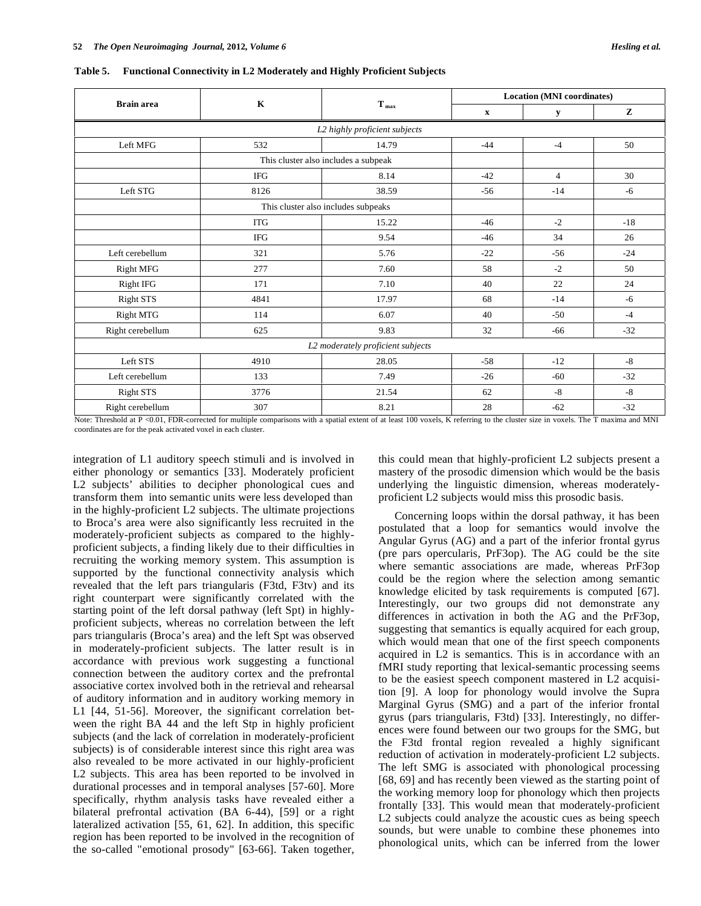**Table 5. Functional Connectivity in L2 Moderately and Highly Proficient Subjects**

| Brain area | K | $T_{max}$ | Location (MNI coordinates) | | |
|---|---|---|---|---|---|
| | | | x | y | Z |
| *L2 highly proficient subjects* | | | | | |
| Left MFG | 532 | 14.79 | -44 | -4 | 50 |
| | This cluster also includes a subpeak | | | | |
| | IFG | 8.14 | -42 | 4 | 30 |
| Left STG | 8126 | 38.59 | -56 | -14 | -6 |
| | This cluster also includes subpeaks | | | | |
| | ITG | 15.22 | -46 | -2 | -18 |
| | IFG | 9.54 | -46 | 34 | 26 |
| Left cerebellum | 321 | 5.76 | -22 | -56 | -24 |
| Right MFG | 277 | 7.60 | 58 | -2 | 50 |
| Right IFG | 171 | 7.10 | 40 | 22 | 24 |
| Right STS | 4841 | 17.97 | 68 | -14 | -6 |
| Right MTG | 114 | 6.07 | 40 | -50 | -4 |
| Right cerebellum | 625 | 9.83 | 32 | -66 | -32 |
| *L2 moderately proficient subjects* | | | | | |
| Left STS | 4910 | 28.05 | -58 | -12 | -8 |
| Left cerebellum | 133 | 7.49 | -26 | -60 | -32 |
| Right STS | 3776 | 21.54 | 62 | -8 | -8 |
| Right cerebellum | 307 | 8.21 | 28 | -62 | -32 |

Note: Threshold at P <0.01, FDR-corrected for multiple comparisons with a spatial extent of at least 100 voxels, K referring to the cluster size in voxels. The T maxima and MNI coordinates are for the peak activated voxel in each cluster.

integration of L1 auditory speech stimuli and is involved in either phonology or semantics [33]. Moderately proficient L2 subjects' abilities to decipher phonological cues and transform them into semantic units were less developed than in the highly-proficient L2 subjects. The ultimate projections to Broca's area were also significantly less recruited in the moderately-proficient subjects as compared to the highly-proficient subjects, a finding likely due to their difficulties in recruiting the working memory system. This assumption is supported by the functional connectivity analysis which revealed that the left pars triangularis (F3td, F3tv) and its right counterpart were significantly correlated with the starting point of the left dorsal pathway (left Spt) in highly-proficient subjects, whereas no correlation between the left pars triangularis (Broca's area) and the left Spt was observed in moderately-proficient subjects. The latter result is in accordance with previous work suggesting a functional connection between the auditory cortex and the prefrontal associative cortex involved both in the retrieval and rehearsal of auditory information and in auditory working memory in L1 [44, 51-56]. Moreover, the significant correlation between the right BA 44 and the left Stp in highly proficient subjects (and the lack of correlation in moderately-proficient subjects) is of considerable interest since this right area was also revealed to be more activated in our highly-proficient L2 subjects. This area has been reported to be involved in durational processes and in temporal analyses [57-60]. More specifically, rhythm analysis tasks have revealed either a bilateral prefrontal activation (BA 6-44), [59] or a right lateralized activation [55, 61, 62]. In addition, this specific region has been reported to be involved in the recognition of the so-called "emotional prosody" [63-66]. Taken together, this could mean that highly-proficient L2 subjects present a mastery of the prosodic dimension which would be the basis underlying the linguistic dimension, whereas moderately-proficient L2 subjects would miss this prosodic basis.

Concerning loops within the dorsal pathway, it has been postulated that a loop for semantics would involve the Angular Gyrus (AG) and a part of the inferior frontal gyrus (pre pars opercularis, PrF3op). The AG could be the site where semantic associations are made, whereas PrF3op could be the region where the selection among semantic knowledge elicited by task requirements is computed [67]. Interestingly, our two groups did not demonstrate any differences in activation in both the AG and the PrF3op, suggesting that semantics is equally acquired for each group, which would mean that one of the first speech components acquired in L2 is semantics. This is in accordance with an fMRI study reporting that lexical-semantic processing seems to be the easiest speech component mastered in L2 acquisition [9]. A loop for phonology would involve the Supra Marginal Gyrus (SMG) and a part of the inferior frontal gyrus (pars triangularis, F3td) [33]. Interestingly, no differences were found between our two groups for the SMG, but the F3td frontal region revealed a highly significant reduction of activation in moderately-proficient L2 subjects. The left SMG is associated with phonological processing [68, 69] and has recently been viewed as the starting point of the working memory loop for phonology which then projects frontally [33]. This would mean that moderately-proficient L2 subjects could analyze the acoustic cues as being speech sounds, but were unable to combine these phonemes into phonological units, which can be inferred from the lower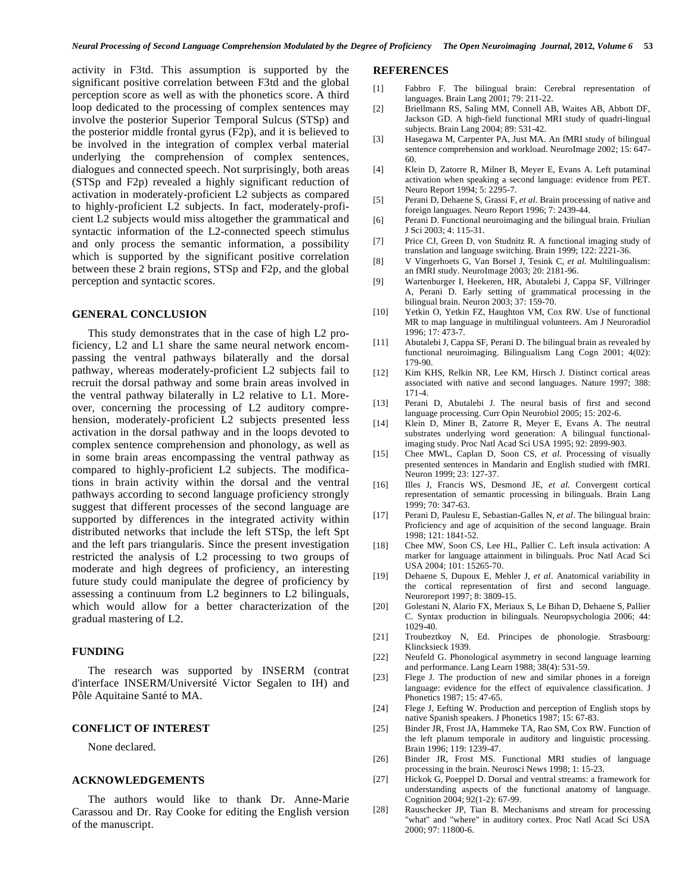activity in F3td. This assumption is supported by the significant positive correlation between F3td and the global perception score as well as with the phonetics score. A third loop dedicated to the processing of complex sentences may involve the posterior Superior Temporal Sulcus (STSp) and the posterior middle frontal gyrus (F2p), and it is believed to be involved in the integration of complex verbal material underlying the comprehension of complex sentences, dialogues and connected speech. Not surprisingly, both areas (STSp and F2p) revealed a highly significant reduction of activation in moderately-proficient L2 subjects as compared to highly-proficient L2 subjects. In fact, moderately-proficient L2 subjects would miss altogether the grammatical and syntactic information of the L2-connected speech stimulus and only process the semantic information, a possibility which is supported by the significant positive correlation between these 2 brain regions, STSp and F2p, and the global perception and syntactic scores.

## GENERAL CONCLUSION

This study demonstrates that in the case of high L2 proficiency, L2 and L1 share the same neural network encompassing the ventral pathways bilaterally and the dorsal pathway, whereas moderately-proficient L2 subjects fail to recruit the dorsal pathway and some brain areas involved in the ventral pathway bilaterally in L2 relative to L1. Moreover, concerning the processing of L2 auditory comprehension, moderately-proficient L2 subjects presented less activation in the dorsal pathway and in the loops devoted to complex sentence comprehension and phonology, as well as in some brain areas encompassing the ventral pathway as compared to highly-proficient L2 subjects. The modifications in brain activity within the dorsal and the ventral pathways according to second language proficiency strongly suggest that different processes of the second language are supported by differences in the integrated activity within distributed networks that include the left STSp, the left Spt and the left pars triangularis. Since the present investigation restricted the analysis of L2 processing to two groups of moderate and high degrees of proficiency, an interesting future study could manipulate the degree of proficiency by assessing a continuum from L2 beginners to L2 bilinguals, which would allow for a better characterization of the gradual mastering of L2.

## FUNDING

The research was supported by INSERM (contrat d'interface INSERM/Université Victor Segalen to IH) and Pôle Aquitaine Santé to MA.

## CONFLICT OF INTEREST

None declared.

## ACKNOWLEDGEMENTS

The authors would like to thank Dr. Anne-Marie Carassou and Dr. Ray Cooke for editing the English version of the manuscript.

## REFERENCES

[1] Fabbro F. The bilingual brain: Cerebral representation of languages. Brain Lang 2001; 79: 211-22.

[2] Briellmann RS, Saling MM, Connell AB, Waites AB, Abbott DF, Jackson GD. A high-field functional MRI study of quadri-lingual subjects. Brain Lang 2004; 89: 531-42.

[3] Hasegawa M, Carpenter PA, Just MA. An fMRI study of bilingual sentence comprehension and workload. NeuroImage 2002; 15: 647-60.

[4] Klein D, Zatorre R, Milner B, Meyer E, Evans A. Left putaminal activation when speaking a second language: evidence from PET. Neuro Report 1994; 5: 2295-7.

[5] Perani D, Dehaene S, Grassi F, *et al.* Brain processing of native and foreign languages. Neuro Report 1996; 7: 2439-44.

[6] Perani D. Functional neuroimaging and the bilingual brain. Friulian J Sci 2003; 4: 115-31.

[7] Price CJ, Green D, von Studnitz R. A functional imaging study of translation and language switching. Brain 1999; 122: 2221-36.

[8] V Vingerhoets G, Van Borsel J, Tesink C, *et al.* Multilingualism: an fMRI study. NeuroImage 2003; 20: 2181-96.

[9] Wartenburger I, Heekeren, HR, Abutalebi J, Cappa SF, Villringer A, Perani D. Early setting of grammatical processing in the bilingual brain. Neuron 2003; 37: 159-70.

[10] Yetkin O, Yetkin FZ, Haughton VM, Cox RW. Use of functional MR to map language in multilingual volunteers. Am J Neuroradiol 1996; 17: 473-7.

[11] Abutalebi J, Cappa SF, Perani D. The bilingual brain as revealed by functional neuroimaging. Bilingualism Lang Cogn 2001; 4(02): 179-90.

[12] Kim KHS, Relkin NR, Lee KM, Hirsch J. Distinct cortical areas associated with native and second languages. Nature 1997; 388: 171-4.

[13] Perani D, Abutalebi J. The neural basis of first and second language processing. Curr Opin Neurobiol 2005; 15: 202-6.

[14] Klein D, Miner B, Zatorre R, Meyer E, Evans A. The neutral substrates underlying word generation: A bilingual functional-imaging study. Proc Natl Acad Sci USA 1995; 92: 2899-903.

[15] Chee MWL, Caplan D, Soon CS, *et al.* Processing of visually presented sentences in Mandarin and English studied with fMRI. Neuron 1999; 23: 127-37.

[16] Illes J, Francis WS, Desmond JE, *et al.* Convergent cortical representation of semantic processing in bilinguals. Brain Lang 1999; 70: 347-63.

[17] Perani D, Paulesu E, Sebastian-Galles N, *et al*. The bilingual brain: Proficiency and age of acquisition of the second language. Brain 1998; 121: 1841-52.

[18] Chee MW, Soon CS, Lee HL, Pallier C. Left insula activation: A marker for language attainment in bilinguals. Proc Natl Acad Sci USA 2004; 101: 15265-70.

[19] Dehaene S, Dupoux E, Mehler J, *et al*. Anatomical variability in the cortical representation of first and second language. Neuroreport 1997; 8: 3809-15.

[20] Golestani N, Alario FX, Meriaux S, Le Bihan D, Dehaene S, Pallier C. Syntax production in bilinguals. Neuropsychologia 2006; 44: 1029-40.

[21] Troubeztkoy N, Ed. Principes de phonologie. Strasbourg: Klincksieck 1939.

[22] Neufeld G. Phonological asymmetry in second language learning and performance. Lang Learn 1988; 38(4): 531-59.

[23] Flege J. The production of new and similar phones in a foreign language: evidence for the effect of equivalence classification. J Phonetics 1987; 15: 47-65.

[24] Flege J, Eefting W. Production and perception of English stops by native Spanish speakers. J Phonetics 1987; 15: 67-83.

[25] Binder JR, Frost JA, Hammeke TA, Rao SM, Cox RW. Function of the left planum temporale in auditory and linguistic processing. Brain 1996; 119: 1239-47.

[26] Binder JR, Frost MS. Functional MRI studies of language processing in the brain. Neurosci News 1998; 1: 15-23.

[27] Hickok G, Poeppel D. Dorsal and ventral streams: a framework for understanding aspects of the functional anatomy of language. Cognition 2004; 92(1-2): 67-99.

[28] Rauschecker JP, Tian B. Mechanisms and stream for processing "what" and "where" in auditory cortex. Proc Natl Acad Sci USA 2000; 97: 11800-6.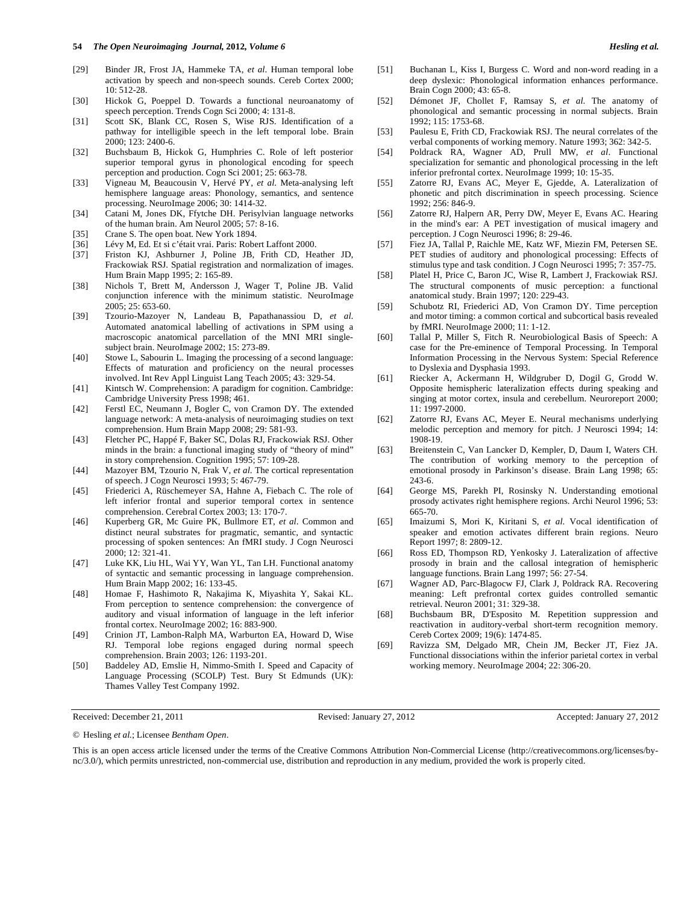[29] Binder JR, Frost JA, Hammeke TA, *et al*. Human temporal lobe activation by speech and non-speech sounds. Cereb Cortex 2000; 10: 512-28.

[30] Hickok G, Poeppel D. Towards a functional neuroanatomy of speech perception. Trends Cogn Sci 2000; 4: 131-8.

[31] Scott SK, Blank CC, Rosen S, Wise RJS. Identification of a pathway for intelligible speech in the left temporal lobe. Brain 2000; 123: 2400-6.

[32] Buchsbaum B, Hickok G, Humphries C. Role of left posterior superior temporal gyrus in phonological encoding for speech perception and production. Cogn Sci 2001; 25: 663-78.

[33] Vigneau M, Beaucousin V, Hervé PY, *et al*. Meta-analysing left hemisphere language areas: Phonology, semantics, and sentence processing. NeuroImage 2006; 30: 1414-32.

[34] Catani M, Jones DK, Ffytche DH. Perisylvian language networks of the human brain. Am Neurol 2005; 57: 8-16.

[35] Crane S. The open boat. New York 1894.

[36] Lévy M, Ed. Et si c'était vrai. Paris: Robert Laffont 2000.

[37] Friston KJ, Ashburner J, Poline JB, Frith CD, Heather JD, Frackowiak RSJ. Spatial registration and normalization of images. Hum Brain Mapp 1995; 2: 165-89.

[38] Nichols T, Brett M, Andersson J, Wager T, Poline JB. Valid conjunction inference with the minimum statistic. NeuroImage 2005; 25: 653-60.

[39] Tzourio-Mazoyer N, Landeau B, Papathanassiou D, *et al*. Automated anatomical labelling of activations in SPM using a macroscopic anatomical parcellation of the MNI MRI single-subject brain. NeuroImage 2002; 15: 273-89.

[40] Stowe L, Sabourin L. Imaging the processing of a second language: Effects of maturation and proficiency on the neural processes involved. Int Rev Appl Linguist Lang Teach 2005; 43: 329-54.

[41] Kintsch W. Comprehension: A paradigm for cognition. Cambridge: Cambridge University Press 1998; 461.

[42] Ferstl EC, Neumann J, Bogler C, von Cramon DY. The extended language network: A meta-analysis of neuroimaging studies on text comprehension. Hum Brain Mapp 2008; 29: 581-93.

[43] Fletcher PC, Happé F, Baker SC, Dolas RJ, Frackowiak RSJ. Other minds in the brain: a functional imaging study of "theory of mind" in story comprehension. Cognition 1995; 57: 109-28.

[44] Mazoyer BM, Tzourio N, Frak V, *et al*. The cortical representation of speech. J Cogn Neurosci 1993; 5: 467-79.

[45] Friederici A, Rüschemeyer SA, Hahne A, Fiebach C. The role of left inferior frontal and superior temporal cortex in sentence comprehension. Cerebral Cortex 2003; 13: 170-7.

[46] Kuperberg GR, Mc Guire PK, Bullmore ET, *et al*. Common and distinct neural substrates for pragmatic, semantic, and syntactic processing of spoken sentences: An fMRI study. J Cogn Neurosci 2000; 12: 321-41.

[47] Luke KK, Liu HL, Wai YY, Wan YL, Tan LH. Functional anatomy of syntactic and semantic processing in language comprehension. Hum Brain Mapp 2002; 16: 133-45.

[48] Homae F, Hashimoto R, Nakajima K, Miyashita Y, Sakai KL. From perception to sentence comprehension: the convergence of auditory and visual information of language in the left inferior frontal cortex. NeuroImage 2002; 16: 883-900.

[49] Crinion JT, Lambon-Ralph MA, Warburton EA, Howard D, Wise RJ. Temporal lobe regions engaged during normal speech comprehension. Brain 2003; 126: 1193-201.

[50] Baddeley AD, Emslie H, Nimmo-Smith I. Speed and Capacity of Language Processing (SCOLP) Test. Bury St Edmunds (UK): Thames Valley Test Company 1992.

[51] Buchanan L, Kiss I, Burgess C. Word and non-word reading in a deep dyslexic: Phonological information enhances performance. Brain Cogn 2000; 43: 65-8.

[52] Démonet JF, Chollet F, Ramsay S, *et al*. The anatomy of phonological and semantic processing in normal subjects. Brain 1992; 115: 1753-68.

[53] Paulesu E, Frith CD, Frackowiak RSJ. The neural correlates of the verbal components of working memory. Nature 1993; 362: 342-5.

[54] Poldrack RA, Wagner AD, Prull MW, *et al*. Functional specialization for semantic and phonological processing in the left inferior prefrontal cortex. NeuroImage 1999; 10: 15-35.

[55] Zatorre RJ, Evans AC, Meyer E, Gjedde, A. Lateralization of phonetic and pitch discrimination in speech processing. Science 1992; 256: 846-9.

[56] Zatorre RJ, Halpern AR, Perry DW, Meyer E, Evans AC. Hearing in the mind's ear: A PET investigation of musical imagery and perception. J Cogn Neurosci 1996; 8: 29-46.

[57] Fiez JA, Tallal P, Raichle ME, Katz WF, Miezin FM, Petersen SE. PET studies of auditory and phonological processing: Effects of stimulus type and task condition. J Cogn Neurosci 1995; 7: 357-75.

[58] Platel H, Price C, Baron JC, Wise R, Lambert J, Frackowiak RSJ. The structural components of music perception: a functional anatomical study. Brain 1997; 120: 229-43.

[59] Schubotz RI, Friederici AD, Von Cramon DY. Time perception and motor timing: a common cortical and subcortical basis revealed by fMRI. NeuroImage 2000; 11: 1-12.

[60] Tallal P, Miller S, Fitch R. Neurobiological Basis of Speech: A case for the Pre-eminence of Temporal Processing. In Temporal Information Processing in the Nervous System: Special Reference to Dyslexia and Dysphasia 1993.

[61] Riecker A, Ackermann H, Wildgruber D, Dogil G, Grodd W. Opposite hemispheric lateralization effects during speaking and singing at motor cortex, insula and cerebellum. Neuroreport 2000; 11: 1997-2000.

[62] Zatorre RJ, Evans AC, Meyer E. Neural mechanisms underlying melodic perception and memory for pitch. J Neurosci 1994; 14: 1908-19.

[63] Breitenstein C, Van Lancker D, Kempler, D, Daum I, Waters CH. The contribution of working memory to the perception of emotional prosody in Parkinson's disease. Brain Lang 1998; 65: 243-6.

[64] George MS, Parekh PI, Rosinsky N. Understanding emotional prosody activates right hemisphere regions. Archi Neurol 1996; 53: 665-70.

[65] Imaizumi S, Mori K, Kiritani S, *et al*. Vocal identification of speaker and emotion activates different brain regions. Neuro Report 1997; 8: 2809-12.

[66] Ross ED, Thompson RD, Yenkosky J. Lateralization of affective prosody in brain and the callosal integration of hemispheric language functions. Brain Lang 1997; 56: 27-54.

[67] Wagner AD, Parc-Blagocw FJ, Clark J, Poldrack RA. Recovering meaning: Left prefrontal cortex guides controlled semantic retrieval. Neuron 2001; 31: 329-38.

[68] Buchsbaum BR, D'Esposito M. Repetition suppression and reactivation in auditory-verbal short-term recognition memory. Cereb Cortex 2009; 19(6): 1474-85.

[69] Ravizza SM, Delgado MR, Chein JM, Becker JT, Fiez JA. Functional dissociations within the inferior parietal cortex in verbal working memory. NeuroImage 2004; 22: 306-20.

Received: December 21, 2011 Revised: January 27, 2012 Accepted: January 27, 2012

© Hesling *et al.*; Licensee *Bentham Open*.

This is an open access article licensed under the terms of the Creative Commons Attribution Non-Commercial License (http://creativecommons.org/licenses/by-nc/3.0/), which permits unrestricted, non-commercial use, distribution and reproduction in any medium, provided the work is properly cited.